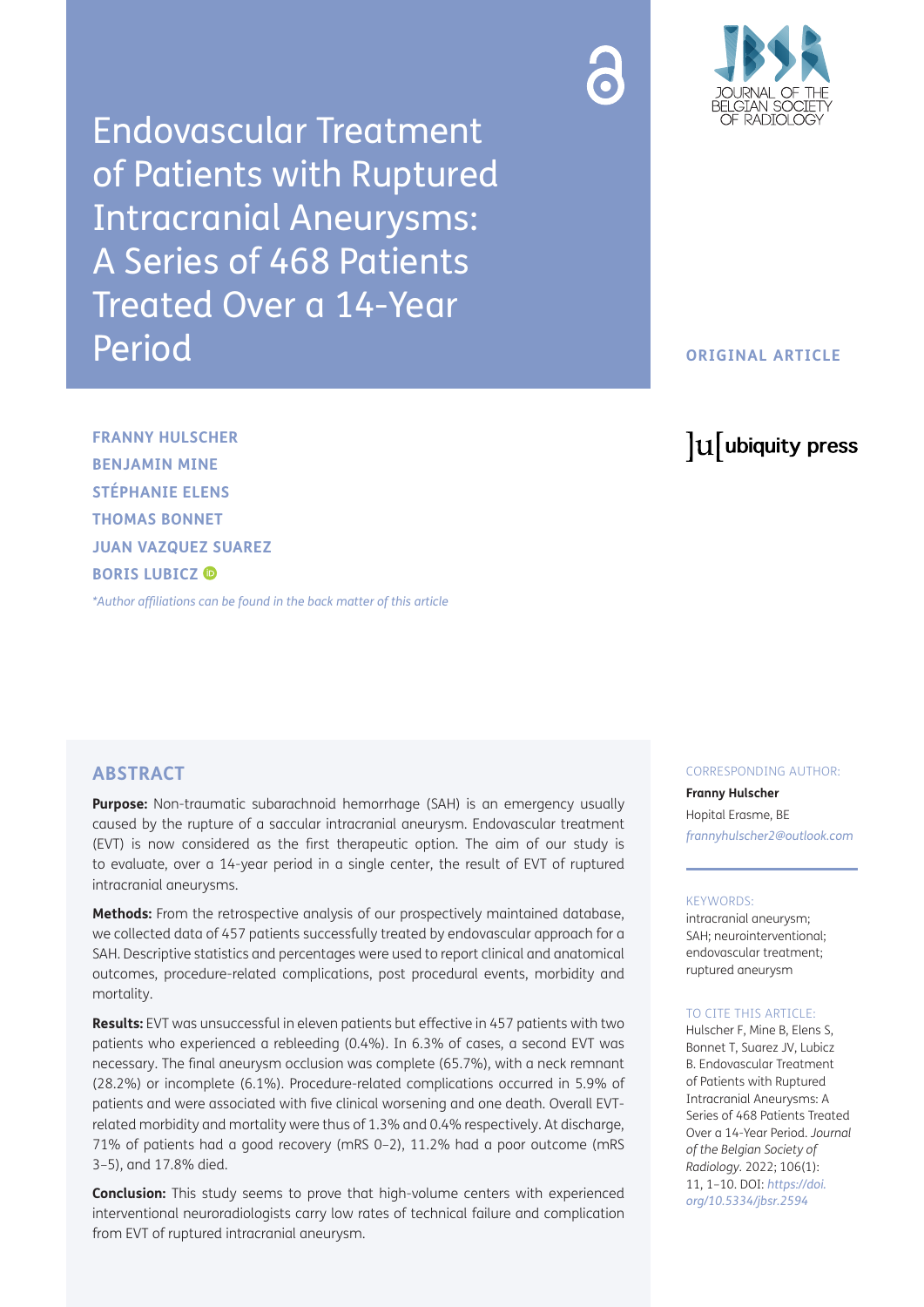# Endovascular Treatment of Patients with Ruptured Intracranial Aneurysms: A Series of 468 Patients Treated Over a 14-Year Period

**ORIGINAL ARTICLE**

**FRANNY HULSCHER**
**BENJAMIN MINE**
**STÉPHANIE ELENS**
**THOMAS BONNET**
**JUAN VAZQUEZ SUAREZ**
**BORIS LUBICZ**

*\*Author affiliations can be found in the back matter of this article*

## ABSTRACT

**Purpose:** Non-traumatic subarachnoid hemorrhage (SAH) is an emergency usually caused by the rupture of a saccular intracranial aneurysm. Endovascular treatment (EVT) is now considered as the first therapeutic option. The aim of our study is to evaluate, over a 14-year period in a single center, the result of EVT of ruptured intracranial aneurysms.

**Methods:** From the retrospective analysis of our prospectively maintained database, we collected data of 457 patients successfully treated by endovascular approach for a SAH. Descriptive statistics and percentages were used to report clinical and anatomical outcomes, procedure-related complications, post procedural events, morbidity and mortality.

**Results:** EVT was unsuccessful in eleven patients but effective in 457 patients with two patients who experienced a rebleeding (0.4%). In 6.3% of cases, a second EVT was necessary. The final aneurysm occlusion was complete (65.7%), with a neck remnant (28.2%) or incomplete (6.1%). Procedure-related complications occurred in 5.9% of patients and were associated with five clinical worsening and one death. Overall EVT-related morbidity and mortality were thus of 1.3% and 0.4% respectively. At discharge, 71% of patients had a good recovery (mRS 0–2), 11.2% had a poor outcome (mRS 3–5), and 17.8% died.

**Conclusion:** This study seems to prove that high-volume centers with experienced interventional neuroradiologists carry low rates of technical failure and complication from EVT of ruptured intracranial aneurysm.

CORRESPONDING AUTHOR:

**Franny Hulscher**

Hopital Erasme, BE

*frannyhulscher2@outlook.com*

KEYWORDS:

intracranial aneurysm; SAH; neurointerventional; endovascular treatment; ruptured aneurysm

TO CITE THIS ARTICLE:

Hulscher F, Mine B, Elens S, Bonnet T, Suarez JV, Lubicz B. Endovascular Treatment of Patients with Ruptured Intracranial Aneurysms: A Series of 468 Patients Treated Over a 14-Year Period. *Journal of the Belgian Society of Radiology*. 2022; 106(1): 11, 1–10. DOI: *https://doi.org/10.5334/jbsr.2594*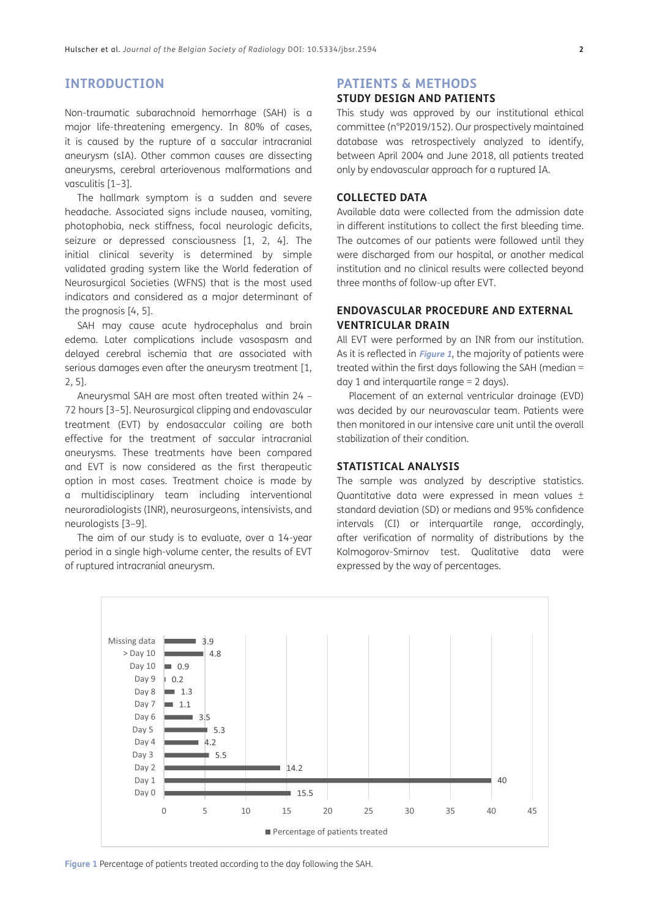## INTRODUCTION

Non-traumatic subarachnoid hemorrhage (SAH) is a major life-threatening emergency. In 80% of cases, it is caused by the rupture of a saccular intracranial aneurysm (sIA). Other common causes are dissecting aneurysms, cerebral arteriovenous malformations and vasculitis [1–3].

The hallmark symptom is a sudden and severe headache. Associated signs include nausea, vomiting, photophobia, neck stiffness, focal neurologic deficits, seizure or depressed consciousness [1, 2, 4]. The initial clinical severity is determined by simple validated grading system like the World federation of Neurosurgical Societies (WFNS) that is the most used indicators and considered as a major determinant of the prognosis [4, 5].

SAH may cause acute hydrocephalus and brain edema. Later complications include vasospasm and delayed cerebral ischemia that are associated with serious damages even after the aneurysm treatment [1, 2, 5].

Aneurysmal SAH are most often treated within 24 – 72 hours [3–5]. Neurosurgical clipping and endovascular treatment (EVT) by endosaccular coiling are both effective for the treatment of saccular intracranial aneurysms. These treatments have been compared and EVT is now considered as the first therapeutic option in most cases. Treatment choice is made by a multidisciplinary team including interventional neuroradiologists (INR), neurosurgeons, intensivists, and neurologists [3–9].

The aim of our study is to evaluate, over a 14-year period in a single high-volume center, the results of EVT of ruptured intracranial aneurysm.

## PATIENTS & METHODS

### STUDY DESIGN AND PATIENTS

This study was approved by our institutional ethical committee (n°P2019/152). Our prospectively maintained database was retrospectively analyzed to identify, between April 2004 and June 2018, all patients treated only by endovascular approach for a ruptured IA.

### COLLECTED DATA

Available data were collected from the admission date in different institutions to collect the first bleeding time. The outcomes of our patients were followed until they were discharged from our hospital, or another medical institution and no clinical results were collected beyond three months of follow-up after EVT.

### ENDOVASCULAR PROCEDURE AND EXTERNAL VENTRICULAR DRAIN

All EVT were performed by an INR from our institution. As it is reflected in ***Figure 1***, the majority of patients were treated within the first days following the SAH (median = day 1 and interquartile range = 2 days).

Placement of an external ventricular drainage (EVD) was decided by our neurovascular team. Patients were then monitored in our intensive care unit until the overall stabilization of their condition.

### STATISTICAL ANALYSIS

The sample was analyzed by descriptive statistics. Quantitative data were expressed in mean values ± standard deviation (SD) or medians and 95% confidence intervals (CI) or interquartile range, accordingly, after verification of normality of distributions by the Kolmogorov-Smirnov test. Qualitative data were expressed by the way of percentages.

| Day | Percentage of patients treated |
|---|---|
| Day 0 | 15.5 |
| Day 1 | 40 |
| Day 2 | 14.2 |
| Day 3 | 5.5 |
| Day 4 | 4.2 |
| Day 5 | 5.3 |
| Day 6 | 3.5 |
| Day 7 | 1.1 |
| Day 8 | 1.3 |
| Day 9 | 0.2 |
| Day 10 | 0.9 |
| > Day 10 | 4.8 |
| Missing data | 3.9 |

**Figure 1** Percentage of patients treated according to the day following the SAH.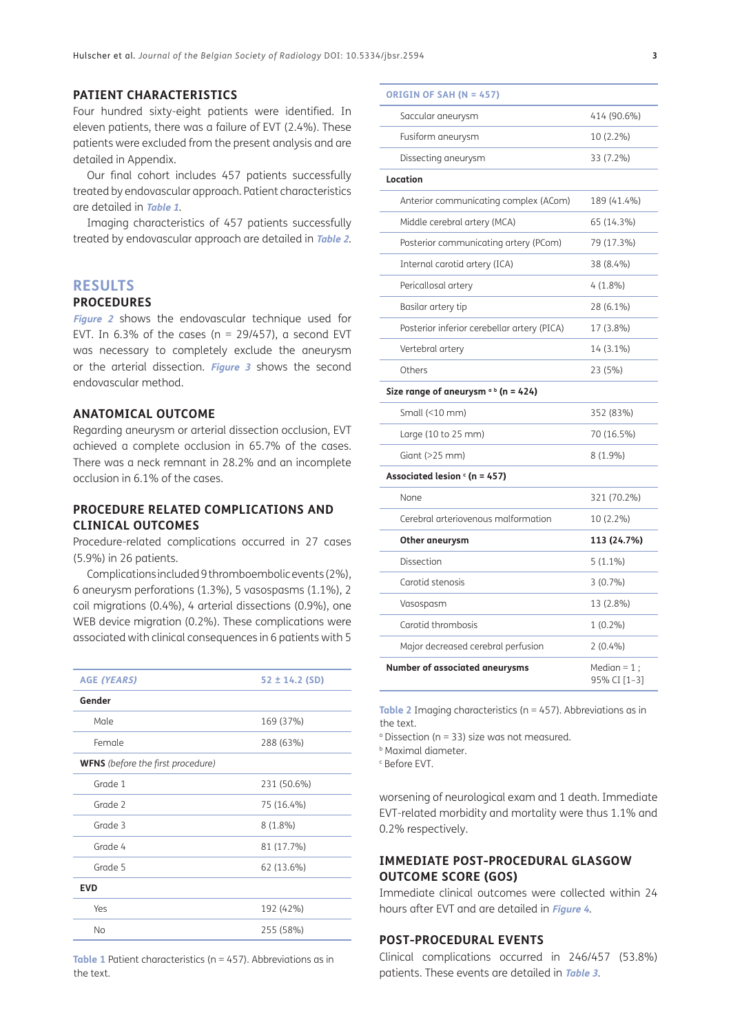### PATIENT CHARACTERISTICS

Four hundred sixty-eight patients were identified. In eleven patients, there was a failure of EVT (2.4%). These patients were excluded from the present analysis and are detailed in Appendix.

Our final cohort includes 457 patients successfully treated by endovascular approach. Patient characteristics are detailed in **Table 1**.

Imaging characteristics of 457 patients successfully treated by endovascular approach are detailed in **Table 2**.

## RESULTS

### PROCEDURES

**Figure 2** shows the endovascular technique used for EVT. In 6.3% of the cases (n = 29/457), a second EVT was necessary to completely exclude the aneurysm or the arterial dissection. **Figure 3** shows the second endovascular method.

### ANATOMICAL OUTCOME

Regarding aneurysm or arterial dissection occlusion, EVT achieved a complete occlusion in 65.7% of the cases. There was a neck remnant in 28.2% and an incomplete occlusion in 6.1% of the cases.

### PROCEDURE RELATED COMPLICATIONS AND CLINICAL OUTCOMES

Procedure-related complications occurred in 27 cases (5.9%) in 26 patients.

Complications included 9 thromboembolic events (2%), 6 aneurysm perforations (1.3%), 5 vasospasms (1.1%), 2 coil migrations (0.4%), 4 arterial dissections (0.9%), one WEB device migration (0.2%). These complications were associated with clinical consequences in 6 patients with 5 worsening of neurological exam and 1 death. Immediate EVT-related morbidity and mortality were thus 1.1% and 0.2% respectively.

| AGE *(YEARS)* | 52 ± 14.2 (SD) |
|---|---|
| **Gender** | |
| Male | 169 (37%) |
| Female | 288 (63%) |
| **WFNS** *(before the first procedure)* | |
| Grade 1 | 231 (50.6%) |
| Grade 2 | 75 (16.4%) |
| Grade 3 | 8 (1.8%) |
| Grade 4 | 81 (17.7%) |
| Grade 5 | 62 (13.6%) |
| **EVD** | |
| Yes | 192 (42%) |
| No | 255 (58%) |

**Table 1** Patient characteristics (n = 457). Abbreviations as in the text.

| ORIGIN OF SAH (N = 457) | |
|---|---|
| Saccular aneurysm | 414 (90.6%) |
| Fusiform aneurysm | 10 (2.2%) |
| Dissecting aneurysm | 33 (7.2%) |
| **Location** | |
| Anterior communicating complex (ACom) | 189 (41.4%) |
| Middle cerebral artery (MCA) | 65 (14.3%) |
| Posterior communicating artery (PCom) | 79 (17.3%) |
| Internal carotid artery (ICA) | 38 (8.4%) |
| Pericallosal artery | 4 (1.8%) |
| Basilar artery tip | 28 (6.1%) |
| Posterior inferior cerebellar artery (PICA) | 17 (3.8%) |
| Vertebral artery | 14 (3.1%) |
| Others | 23 (5%) |
| **Size range of aneurysm [a] [b] (n = 424)** | |
| Small (<10 mm) | 352 (83%) |
| Large (10 to 25 mm) | 70 (16.5%) |
| Giant (>25 mm) | 8 (1.9%) |
| **Associated lesion [c] (n = 457)** | |
| None | 321 (70.2%) |
| Cerebral arteriovenous malformation | 10 (2.2%) |
| **Other aneurysm** | **113 (24.7%)** |
| Dissection | 5 (1.1%) |
| Carotid stenosis | 3 (0.7%) |
| Vasospasm | 13 (2.8%) |
| Carotid thrombosis | 1 (0.2%) |
| Major decreased cerebral perfusion | 2 (0.4%) |
| **Number of associated aneurysms** | Median = 1 ; 95% CI [1–3] |

**Table 2** Imaging characteristics (n = 457). Abbreviations as in the text.

[a] Dissection (n = 33) size was not measured.

[b] Maximal diameter.

[c] Before EVT.

### IMMEDIATE POST-PROCEDURAL GLASGOW OUTCOME SCORE (GOS)

Immediate clinical outcomes were collected within 24 hours after EVT and are detailed in **Figure 4**.

### POST-PROCEDURAL EVENTS

Clinical complications occurred in 246/457 (53.8%) patients. These events are detailed in **Table 3**.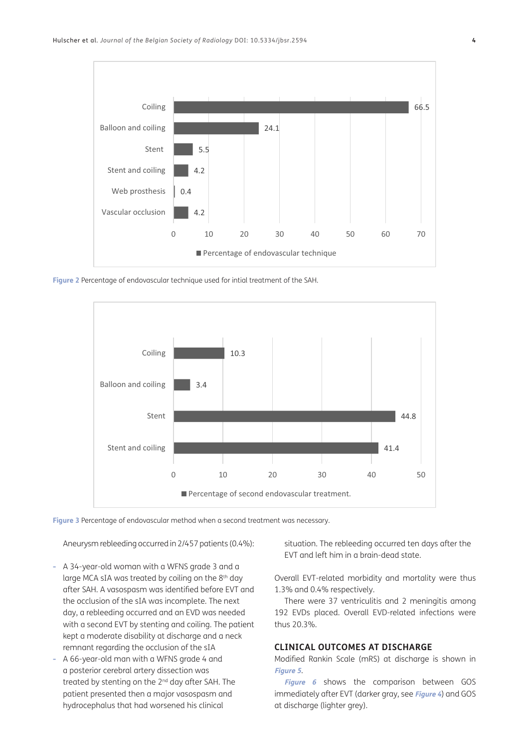| Technique | Percentage of endovascular technique |
|---|---|
| Coiling | 66.5 |
| Balloon and coiling | 24.1 |
| Stent | 5.5 |
| Stent and coiling | 4.2 |
| Web prosthesis | 0.4 |
| Vascular occlusion | 4.2 |

**Figure 2** Percentage of endovascular technique used for intial treatment of the SAH.

| Method | Percentage of second endovascular treatment. |
|---|---|
| Coiling | 10.3 |
| Balloon and coiling | 3.4 |
| Stent | 44.8 |
| Stent and coiling | 41.4 |

**Figure 3** Percentage of endovascular method when a second treatment was necessary.

Aneurysm rebleeding occurred in 2/457 patients (0.4%):

- A 34-year-old woman with a WFNS grade 3 and a large MCA sIA was treated by coiling on the 8th day after SAH. A vasospasm was identified before EVT and the occlusion of the sIA was incomplete. The next day, a rebleeding occurred and an EVD was needed with a second EVT by stenting and coiling. The patient kept a moderate disability at discharge and a neck remnant regarding the occlusion of the sIA
- A 66-year-old man with a WFNS grade 4 and a posterior cerebral artery dissection was treated by stenting on the 2nd day after SAH. The patient presented then a major vasospasm and hydrocephalus that had worsened his clinical situation. The rebleeding occurred ten days after the EVT and left him in a brain-dead state.

Overall EVT-related morbidity and mortality were thus 1.3% and 0.4% respectively.

There were 37 ventriculitis and 2 meningitis among 192 EVDs placed. Overall EVD-related infections were thus 20.3%.

## CLINICAL OUTCOMES AT DISCHARGE

Modified Rankin Scale (mRS) at discharge is shown in *Figure 5*.

*Figure 6* shows the comparison between GOS immediately after EVT (darker gray, see *Figure 4*) and GOS at discharge (lighter grey).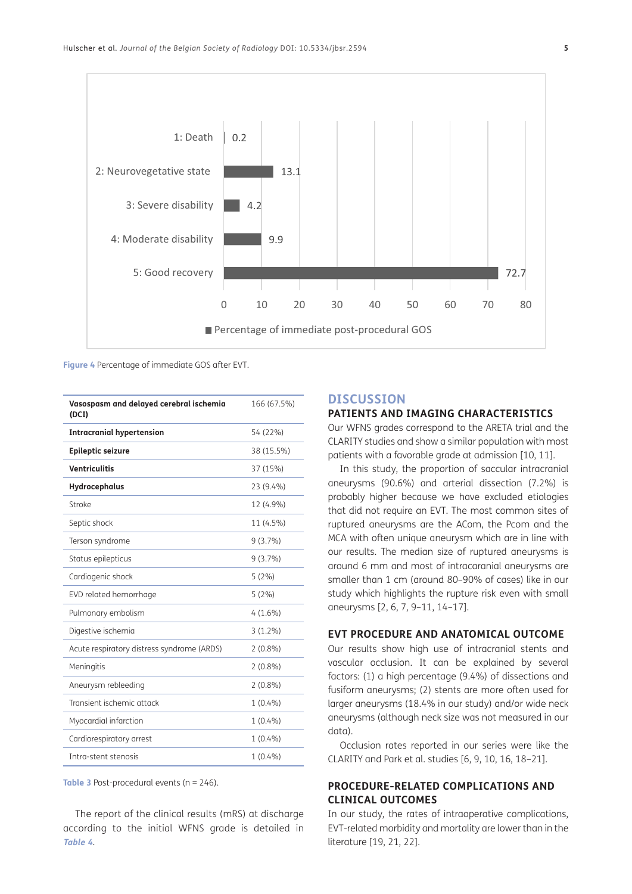**Figure 4** Percentage of immediate GOS after EVT.

| **Vasospasm and delayed cerebral ischemia (DCI)** | 166 (67.5%) |
|---|---|
| **Intracranial hypertension** | 54 (22%) |
| **Epileptic seizure** | 38 (15.5%) |
| **Ventriculitis** | 37 (15%) |
| **Hydrocephalus** | 23 (9.4%) |
| Stroke | 12 (4.9%) |
| Septic shock | 11 (4.5%) |
| Terson syndrome | 9 (3.7%) |
| Status epilepticus | 9 (3.7%) |
| Cardiogenic shock | 5 (2%) |
| EVD related hemorrhage | 5 (2%) |
| Pulmonary embolism | 4 (1.6%) |
| Digestive ischemia | 3 (1.2%) |
| Acute respiratory distress syndrome (ARDS) | 2 (0.8%) |
| Meningitis | 2 (0.8%) |
| Aneurysm rebleeding | 2 (0.8%) |
| Transient ischemic attack | 1 (0.4%) |
| Myocardial infarction | 1 (0.4%) |
| Cardiorespiratory arrest | 1 (0.4%) |
| Intra-stent stenosis | 1 (0.4%) |

**Table 3** Post-procedural events (n = 246).

The report of the clinical results (mRS) at discharge according to the initial WFNS grade is detailed in *Table 4*.

# DISCUSSION

## PATIENTS AND IMAGING CHARACTERISTICS

Our WFNS grades correspond to the ARETA trial and the CLARITY studies and show a similar population with most patients with a favorable grade at admission [10, 11].

In this study, the proportion of saccular intracranial aneurysms (90.6%) and arterial dissection (7.2%) is probably higher because we have excluded etiologies that did not require an EVT. The most common sites of ruptured aneurysms are the ACom, the Pcom and the MCA with often unique aneurysm which are in line with our results. The median size of ruptured aneurysms is around 6 mm and most of intracaranial aneurysms are smaller than 1 cm (around 80–90% of cases) like in our study which highlights the rupture risk even with small aneurysms [2, 6, 7, 9–11, 14–17].

## EVT PROCEDURE AND ANATOMICAL OUTCOME

Our results show high use of intracranial stents and vascular occlusion. It can be explained by several factors: (1) a high percentage (9.4%) of dissections and fusiform aneurysms; (2) stents are more often used for larger aneurysms (18.4% in our study) and/or wide neck aneurysms (although neck size was not measured in our data).

Occlusion rates reported in our series were like the CLARITY and Park et al. studies [6, 9, 10, 16, 18–21].

## PROCEDURE-RELATED COMPLICATIONS AND CLINICAL OUTCOMES

In our study, the rates of intraoperative complications, EVT-related morbidity and mortality are lower than in the literature [19, 21, 22].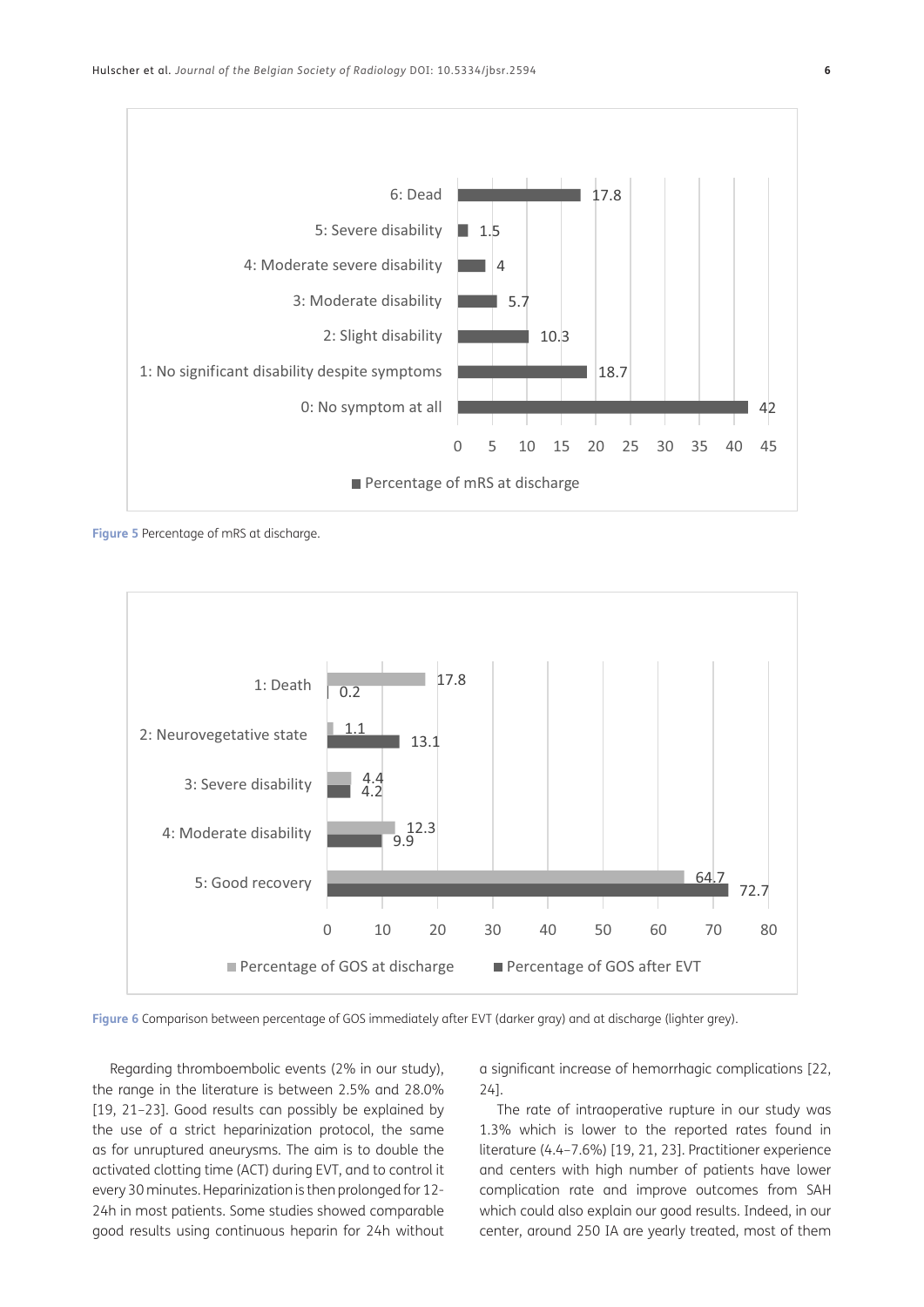Figure 5 Percentage of mRS at discharge.

Figure 6 Comparison between percentage of GOS immediately after EVT (darker gray) and at discharge (lighter grey).

Regarding thromboembolic events (2% in our study), the range in the literature is between 2.5% and 28.0% [19, 21–23]. Good results can possibly be explained by the use of a strict heparinization protocol, the same as for unruptured aneurysms. The aim is to double the activated clotting time (ACT) during EVT, and to control it every 30 minutes. Heparinization is then prolonged for 12-24h in most patients. Some studies showed comparable good results using continuous heparin for 24h without a significant increase of hemorrhagic complications [22, 24].

The rate of intraoperative rupture in our study was 1.3% which is lower to the reported rates found in literature (4.4–7.6%) [19, 21, 23]. Practitioner experience and centers with high number of patients have lower complication rate and improve outcomes from SAH which could also explain our good results. Indeed, in our center, around 250 IA are yearly treated, most of them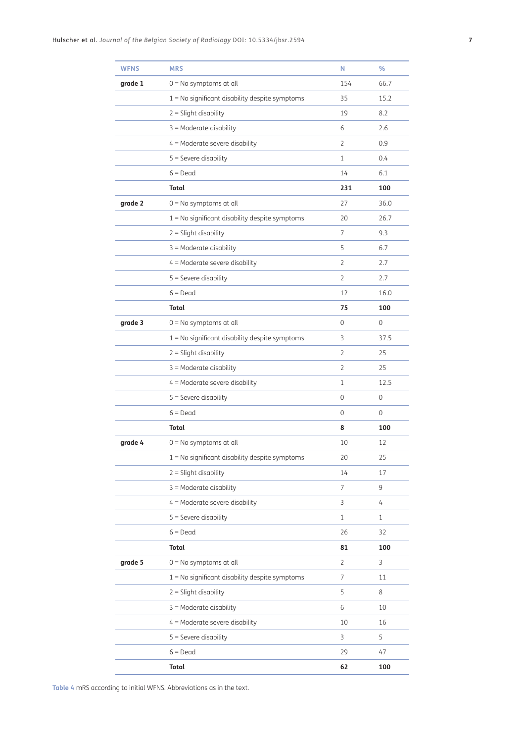| WFNS | MRS | N | % |
|---|---|---|---|
| **grade 1** | 0 = No symptoms at all | 154 | 66.7 |
| | 1 = No significant disability despite symptoms | 35 | 15.2 |
| | 2 = Slight disability | 19 | 8.2 |
| | 3 = Moderate disability | 6 | 2.6 |
| | 4 = Moderate severe disability | 2 | 0.9 |
| | 5 = Severe disability | 1 | 0.4 |
| | 6 = Dead | 14 | 6.1 |
| | **Total** | **231** | **100** |
| **grade 2** | 0 = No symptoms at all | 27 | 36.0 |
| | 1 = No significant disability despite symptoms | 20 | 26.7 |
| | 2 = Slight disability | 7 | 9.3 |
| | 3 = Moderate disability | 5 | 6.7 |
| | 4 = Moderate severe disability | 2 | 2.7 |
| | 5 = Severe disability | 2 | 2.7 |
| | 6 = Dead | 12 | 16.0 |
| | **Total** | **75** | **100** |
| **grade 3** | 0 = No symptoms at all | 0 | 0 |
| | 1 = No significant disability despite symptoms | 3 | 37.5 |
| | 2 = Slight disability | 2 | 25 |
| | 3 = Moderate disability | 2 | 25 |
| | 4 = Moderate severe disability | 1 | 12.5 |
| | 5 = Severe disability | 0 | 0 |
| | 6 = Dead | 0 | 0 |
| | **Total** | **8** | **100** |
| **grade 4** | 0 = No symptoms at all | 10 | 12 |
| | 1 = No significant disability despite symptoms | 20 | 25 |
| | 2 = Slight disability | 14 | 17 |
| | 3 = Moderate disability | 7 | 9 |
| | 4 = Moderate severe disability | 3 | 4 |
| | 5 = Severe disability | 1 | 1 |
| | 6 = Dead | 26 | 32 |
| | **Total** | **81** | **100** |
| **grade 5** | 0 = No symptoms at all | 2 | 3 |
| | 1 = No significant disability despite symptoms | 7 | 11 |
| | 2 = Slight disability | 5 | 8 |
| | 3 = Moderate disability | 6 | 10 |
| | 4 = Moderate severe disability | 10 | 16 |
| | 5 = Severe disability | 3 | 5 |
| | 6 = Dead | 29 | 47 |
| | **Total** | **62** | **100** |

**Table 4** mRS according to initial WFNS. Abbreviations as in the text.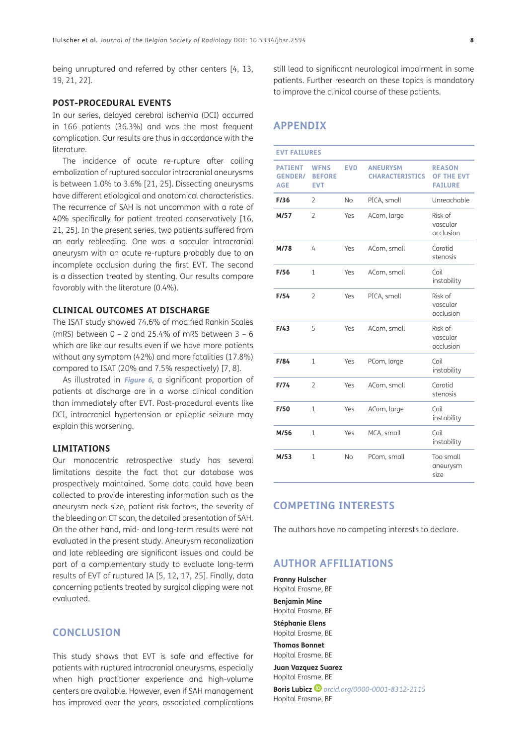being unruptured and referred by other centers [4, 13, 19, 21, 22].

### POST-PROCEDURAL EVENTS

In our series, delayed cerebral ischemia (DCI) occurred in 166 patients (36.3%) and was the most frequent complication. Our results are thus in accordance with the literature.

The incidence of acute re-rupture after coiling embolization of ruptured saccular intracranial aneurysms is between 1.0% to 3.6% [21, 25]. Dissecting aneurysms have different etiological and anatomical characteristics. The recurrence of SAH is not uncommon with a rate of 40% specifically for patient treated conservatively [16, 21, 25]. In the present series, two patients suffered from an early rebleeding. One was a saccular intracranial aneurysm with an acute re-rupture probably due to an incomplete occlusion during the first EVT. The second is a dissection treated by stenting. Our results compare favorably with the literature (0.4%).

### CLINICAL OUTCOMES AT DISCHARGE

The ISAT study showed 74.6% of modified Rankin Scales (mRS) between 0 – 2 and 25.4% of mRS between 3 – 6 which are like our results even if we have more patients without any symptom (42%) and more fatalities (17.8%) compared to ISAT (20% and 7.5% respectively) [7, 8].

As illustrated in ***Figure 6***, a significant proportion of patients at discharge are in a worse clinical condition than immediately after EVT. Post-procedural events like DCI, intracranial hypertension or epileptic seizure may explain this worsening.

### LIMITATIONS

Our monocentric retrospective study has several limitations despite the fact that our database was prospectively maintained. Some data could have been collected to provide interesting information such as the aneurysm neck size, patient risk factors, the severity of the bleeding on CT scan, the detailed presentation of SAH. On the other hand, mid- and long-term results were not evaluated in the present study. Aneurysm recanalization and late rebleeding are significant issues and could be part of a complementary study to evaluate long-term results of EVT of ruptured IA [5, 12, 17, 25]. Finally, data concerning patients treated by surgical clipping were not evaluated.

## CONCLUSION

This study shows that EVT is safe and effective for patients with ruptured intracranial aneurysms, especially when high practitioner experience and high-volume centers are available. However, even if SAH management has improved over the years, associated complications still lead to significant neurological impairment in some patients. Further research on these topics is mandatory to improve the clinical course of these patients.

## APPENDIX

**EVT FAILURES**

| PATIENT GENDER/AGE | WFNS BEFORE EVT | EVD | ANEURYSM CHARACTERISTICS | REASON OF THE EVT FAILURE |
|---|---|---|---|---|
| **F/36** | 2 | No | PICA, small | Unreachable |
| **M/57** | 2 | Yes | ACom, large | Risk of vascular occlusion |
| **M/78** | 4 | Yes | ACom, small | Carotid stenosis |
| **F/56** | 1 | Yes | ACom, small | Coil instability |
| **F/54** | 2 | Yes | PICA, small | Risk of vascular occlusion |
| **F/43** | 5 | Yes | ACom, small | Risk of vascular occlusion |
| **F/84** | 1 | Yes | PCom, large | Coil instability |
| **F/74** | 2 | Yes | ACom, small | Carotid stenosis |
| **F/50** | 1 | Yes | ACom, large | Coil instability |
| **M/56** | 1 | Yes | MCA, small | Coil instability |
| **M/53** | 1 | No | PCom, small | Too small aneurysm size |

## COMPETING INTERESTS

The authors have no competing interests to declare.

## AUTHOR AFFILIATIONS

**Franny Hulscher**
Hopital Erasme, BE

**Benjamin Mine**
Hopital Erasme, BE

**Stéphanie Elens**
Hopital Erasme, BE

**Thomas Bonnet**
Hopital Erasme, BE

**Juan Vazquez Suarez**
Hopital Erasme, BE

**Boris Lubicz** *orcid.org/0000-0001-8312-2115*
Hopital Erasme, BE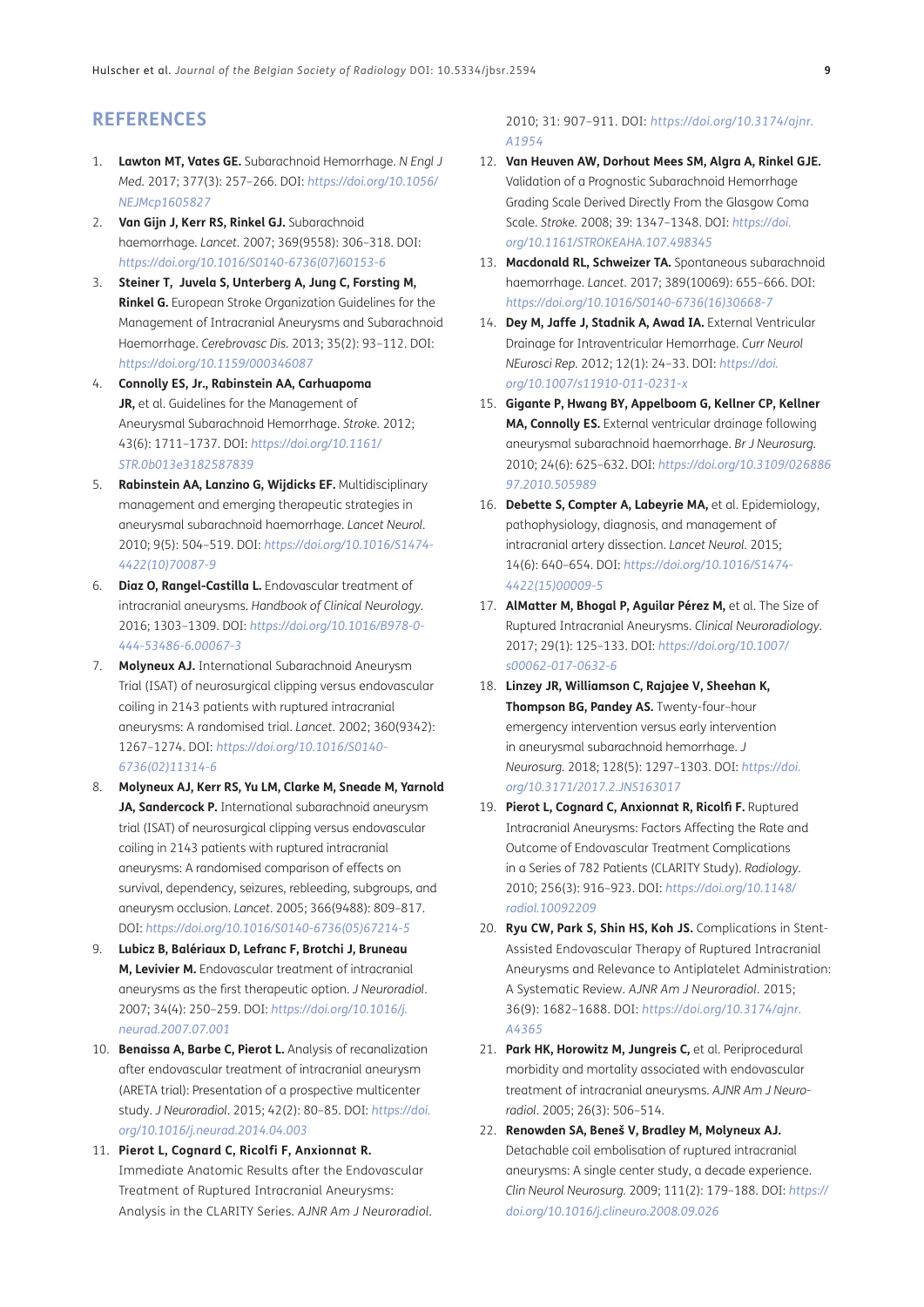## REFERENCES

1. **Lawton MT, Vates GE.** Subarachnoid Hemorrhage. *N Engl J Med.* 2017; 377(3): 257–266. DOI: *https://doi.org/10.1056/NEJMcp1605827*
2. **Van Gijn J, Kerr RS, Rinkel GJ.** Subarachnoid haemorrhage. *Lancet.* 2007; 369(9558): 306–318. DOI: *https://doi.org/10.1016/S0140-6736(07)60153-6*
3. **Steiner T, Juvela S, Unterberg A, Jung C, Forsting M, Rinkel G.** European Stroke Organization Guidelines for the Management of Intracranial Aneurysms and Subarachnoid Haemorrhage. *Cerebrovasc Dis.* 2013; 35(2): 93–112. DOI: *https://doi.org/10.1159/000346087*
4. **Connolly ES, Jr., Rabinstein AA, Carhuapoma JR,** et al. Guidelines for the Management of Aneurysmal Subarachnoid Hemorrhage. *Stroke.* 2012; 43(6): 1711–1737. DOI: *https://doi.org/10.1161/STR.0b013e3182587839*
5. **Rabinstein AA, Lanzino G, Wijdicks EF.** Multidisciplinary management and emerging therapeutic strategies in aneurysmal subarachnoid haemorrhage. *Lancet Neurol.* 2010; 9(5): 504–519. DOI: *https://doi.org/10.1016/S1474-4422(10)70087-9*
6. **Diaz O, Rangel-Castilla L.** Endovascular treatment of intracranial aneurysms. *Handbook of Clinical Neurology.* 2016; 1303–1309. DOI: *https://doi.org/10.1016/B978-0-444-53486-6.00067-3*
7. **Molyneux AJ.** International Subarachnoid Aneurysm Trial (ISAT) of neurosurgical clipping versus endovascular coiling in 2143 patients with ruptured intracranial aneurysms: A randomised trial. *Lancet.* 2002; 360(9342): 1267–1274. DOI: *https://doi.org/10.1016/S0140-6736(02)11314-6*
8. **Molyneux AJ, Kerr RS, Yu LM, Clarke M, Sneade M, Yarnold JA, Sandercock P.** International subarachnoid aneurysm trial (ISAT) of neurosurgical clipping versus endovascular coiling in 2143 patients with ruptured intracranial aneurysms: A randomised comparison of effects on survival, dependency, seizures, rebleeding, subgroups, and aneurysm occlusion. *Lancet.* 2005; 366(9488): 809–817. DOI: *https://doi.org/10.1016/S0140-6736(05)67214-5*
9. **Lubicz B, Balériaux D, Lefranc F, Brotchi J, Bruneau M, Levivier M.** Endovascular treatment of intracranial aneurysms as the first therapeutic option. *J Neuroradiol.* 2007; 34(4): 250–259. DOI: *https://doi.org/10.1016/j.neurad.2007.07.001*
10. **Benaissa A, Barbe C, Pierot L.** Analysis of recanalization after endovascular treatment of intracranial aneurysm (ARETA trial): Presentation of a prospective multicenter study. *J Neuroradiol.* 2015; 42(2): 80–85. DOI: *https://doi.org/10.1016/j.neurad.2014.04.003*
11. **Pierot L, Cognard C, Ricolfi F, Anxionnat R.** Immediate Anatomic Results after the Endovascular Treatment of Ruptured Intracranial Aneurysms: Analysis in the CLARITY Series. *AJNR Am J Neuroradiol.* 2010; 31: 907–911. DOI: *https://doi.org/10.3174/ajnr.A1954*
12. **Van Heuven AW, Dorhout Mees SM, Algra A, Rinkel GJE.** Validation of a Prognostic Subarachnoid Hemorrhage Grading Scale Derived Directly From the Glasgow Coma Scale. *Stroke.* 2008; 39: 1347–1348. DOI: *https://doi.org/10.1161/STROKEAHA.107.498345*
13. **Macdonald RL, Schweizer TA.** Spontaneous subarachnoid haemorrhage. *Lancet.* 2017; 389(10069): 655–666. DOI: *https://doi.org/10.1016/S0140-6736(16)30668-7*
14. **Dey M, Jaffe J, Stadnik A, Awad IA.** External Ventricular Drainage for Intraventricular Hemorrhage. *Curr Neurol NEurosci Rep.* 2012; 12(1): 24–33. DOI: *https://doi.org/10.1007/s11910-011-0231-x*
15. **Gigante P, Hwang BY, Appelboom G, Kellner CP, Kellner MA, Connolly ES.** External ventricular drainage following aneurysmal subarachnoid haemorrhage. *Br J Neurosurg.* 2010; 24(6): 625–632. DOI: *https://doi.org/10.3109/02688697.2010.505989*
16. **Debette S, Compter A, Labeyrie MA,** et al. Epidemiology, pathophysiology, diagnosis, and management of intracranial artery dissection. *Lancet Neurol.* 2015; 14(6): 640–654. DOI: *https://doi.org/10.1016/S1474-4422(15)00009-5*
17. **AlMatter M, Bhogal P, Aguilar Pérez M,** et al. The Size of Ruptured Intracranial Aneurysms. *Clinical Neuroradiology.* 2017; 29(1): 125–133. DOI: *https://doi.org/10.1007/s00062-017-0632-6*
18. **Linzey JR, Williamson C, Rajajee V, Sheehan K, Thompson BG, Pandey AS.** Twenty-four–hour emergency intervention versus early intervention in aneurysmal subarachnoid hemorrhage. *J Neurosurg.* 2018; 128(5): 1297–1303. DOI: *https://doi.org/10.3171/2017.2.JNS163017*
19. **Pierot L, Cognard C, Anxionnat R, Ricolfi F.** Ruptured Intracranial Aneurysms: Factors Affecting the Rate and Outcome of Endovascular Treatment Complications in a Series of 782 Patients (CLARITY Study). *Radiology.* 2010; 256(3): 916–923. DOI: *https://doi.org/10.1148/radiol.10092209*
20. **Ryu CW, Park S, Shin HS, Koh JS.** Complications in Stent-Assisted Endovascular Therapy of Ruptured Intracranial Aneurysms and Relevance to Antiplatelet Administration: A Systematic Review. *AJNR Am J Neuroradiol.* 2015; 36(9): 1682–1688. DOI: *https://doi.org/10.3174/ajnr.A4365*
21. **Park HK, Horowitz M, Jungreis C,** et al. Periprocedural morbidity and mortality associated with endovascular treatment of intracranial aneurysms. *AJNR Am J Neuroradiol.* 2005; 26(3): 506–514.
22. **Renowden SA, Beneš V, Bradley M, Molyneux AJ.** Detachable coil embolisation of ruptured intracranial aneurysms: A single center study, a decade experience. *Clin Neurol Neurosurg.* 2009; 111(2): 179–188. DOI: *https://doi.org/10.1016/j.clineuro.2008.09.026*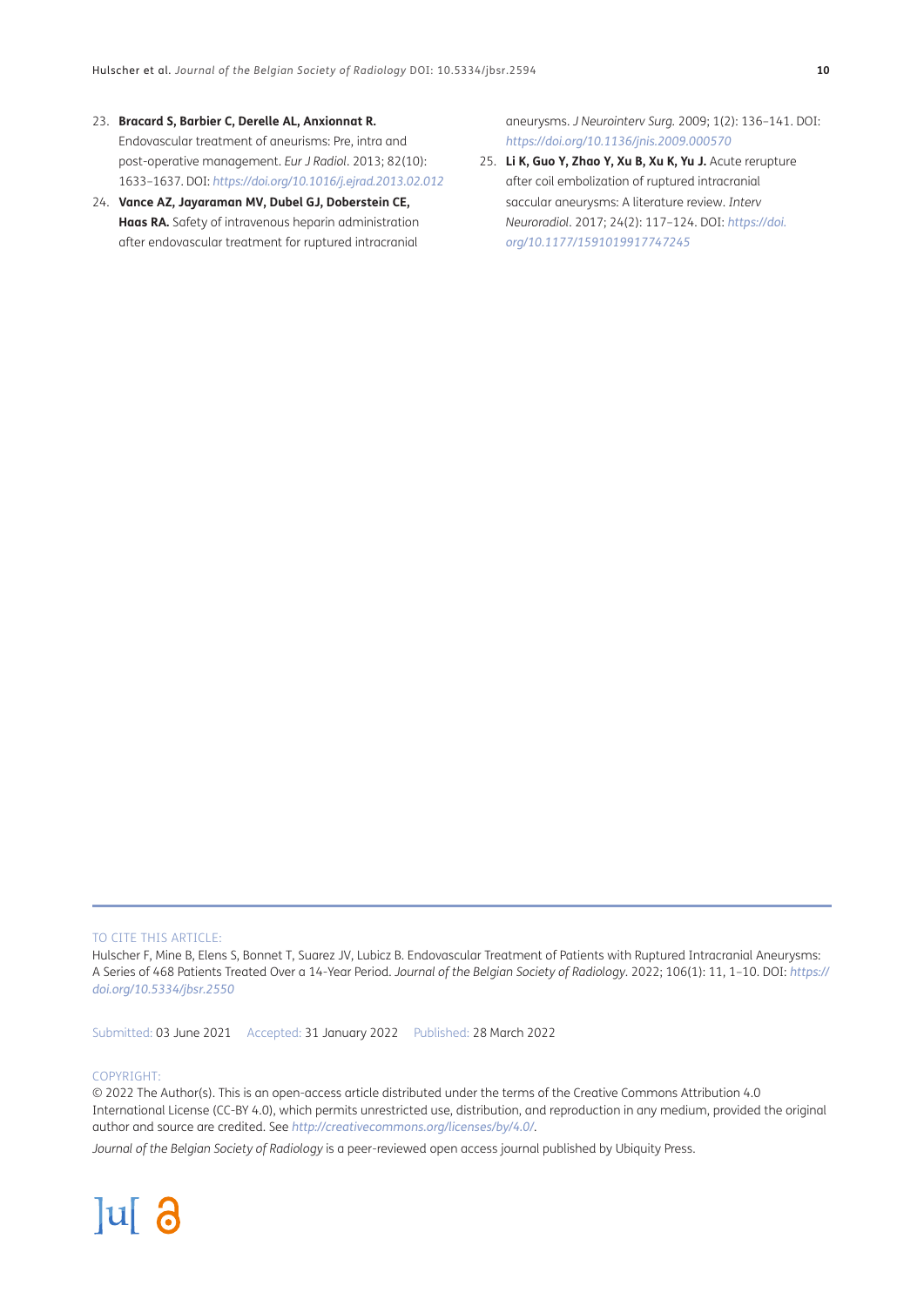23. **Bracard S, Barbier C, Derelle AL, Anxionnat R.** Endovascular treatment of aneurisms: Pre, intra and post-operative management. *Eur J Radiol*. 2013; 82(10): 1633–1637. DOI: *https://doi.org/10.1016/j.ejrad.2013.02.012*
24. **Vance AZ, Jayaraman MV, Dubel GJ, Doberstein CE, Haas RA.** Safety of intravenous heparin administration after endovascular treatment for ruptured intracranial aneurysms. *J Neurointerv Surg*. 2009; 1(2): 136–141. DOI: *https://doi.org/10.1136/jnis.2009.000570*
25. **Li K, Guo Y, Zhao Y, Xu B, Xu K, Yu J.** Acute rerupture after coil embolization of ruptured intracranial saccular aneurysms: A literature review. *Interv Neuroradiol*. 2017; 24(2): 117–124. DOI: *https://doi.org/10.1177/1591019917747245*

TO CITE THIS ARTICLE:

Hulscher F, Mine B, Elens S, Bonnet T, Suarez JV, Lubicz B. Endovascular Treatment of Patients with Ruptured Intracranial Aneurysms: A Series of 468 Patients Treated Over a 14-Year Period. *Journal of the Belgian Society of Radiology*. 2022; 106(1): 11, 1–10. DOI: *https://doi.org/10.5334/jbsr.2550*

Submitted: 03 June 2021 Accepted: 31 January 2022 Published: 28 March 2022

COPYRIGHT:

© 2022 The Author(s). This is an open-access article distributed under the terms of the Creative Commons Attribution 4.0 International License (CC-BY 4.0), which permits unrestricted use, distribution, and reproduction in any medium, provided the original author and source are credited. See *http://creativecommons.org/licenses/by/4.0/*.

*Journal of the Belgian Society of Radiology* is a peer-reviewed open access journal published by Ubiquity Press.